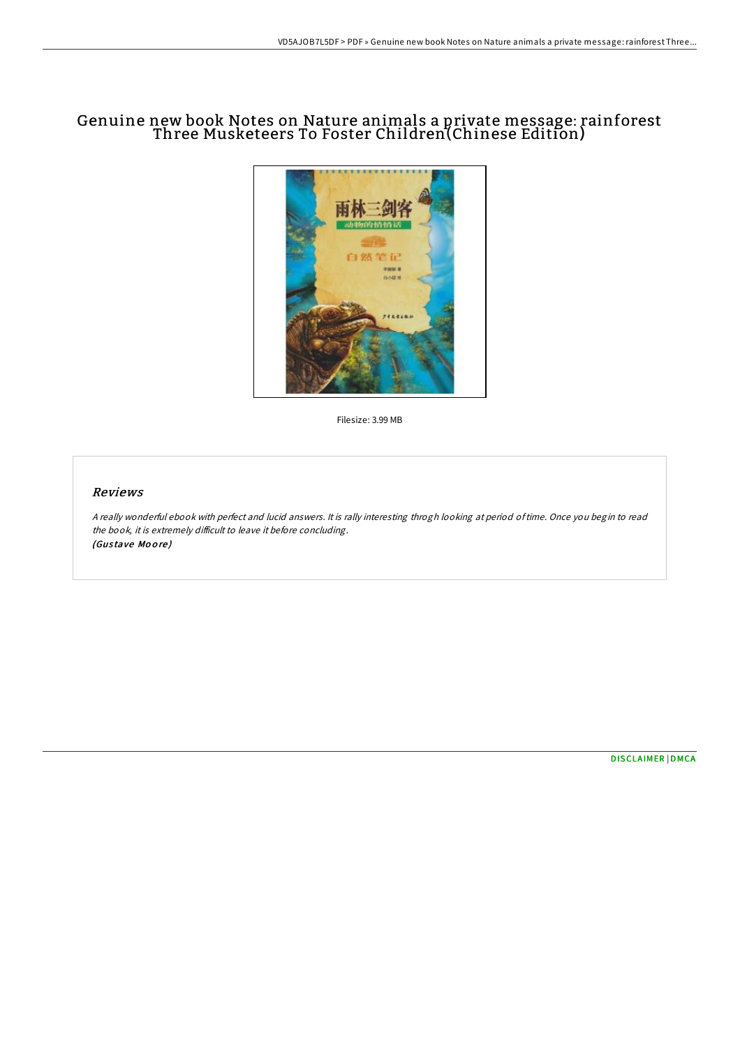# Genuine new book Notes on Nature animals a private message: rainforest Three Musketeers To Foster Children(Chinese Edition)

Filesize: 3.99 MB

## *Reviews*

*A really wonderful ebook with perfect and lucid answers. It is rally interesting throgh looking at period of time. Once you begin to read the book, it is extremely difficult to leave it before concluding.*
***(Gustave Moore)***

DISCLAIMER | DMCA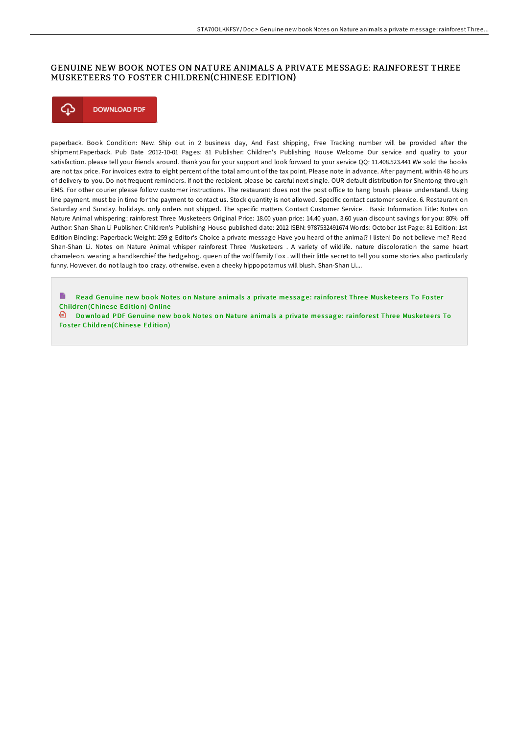# GENUINE NEW BOOK NOTES ON NATURE ANIMALS A PRIVATE MESSAGE: RAINFOREST THREE MUSKETEERS TO FOSTER CHILDREN(CHINESE EDITION)

DOWNLOAD PDF

paperback. Book Condition: New. Ship out in 2 business day, And Fast shipping, Free Tracking number will be provided after the shipment.Paperback. Pub Date :2012-10-01 Pages: 81 Publisher: Children's Publishing House Welcome Our service and quality to your satisfaction. please tell your friends around. thank you for your support and look forward to your service QQ: 11.408.523.441 We sold the books are not tax price. For invoices extra to eight percent of the total amount of the tax point. Please note in advance. After payment. within 48 hours of delivery to you. Do not frequent reminders. if not the recipient. please be careful next single. OUR default distribution for Shentong through EMS. For other courier please follow customer instructions. The restaurant does not the post office to hang brush. please understand. Using line payment. must be in time for the payment to contact us. Stock quantity is not allowed. Specific contact customer service. 6. Restaurant on Saturday and Sunday. holidays. only orders not shipped. The specific matters Contact Customer Service. . Basic Information Title: Notes on Nature Animal whispering: rainforest Three Musketeers Original Price: 18.00 yuan price: 14.40 yuan. 3.60 yuan discount savings for you: 80% off Author: Shan-Shan Li Publisher: Children's Publishing House published date: 2012 ISBN: 9787532491674 Words: October 1st Page: 81 Edition: 1st Edition Binding: Paperback: Weight: 259 g Editor's Choice a private message Have you heard of the animal? I listen! Do not believe me? Read Shan-Shan Li. Notes on Nature Animal whisper rainforest Three Musketeers . A variety of wildlife. nature discoloration the same heart chameleon. wearing a handkerchief the hedgehog. queen of the wolf family Fox . will their little secret to tell you some stories also particularly funny. However. do not laugh too crazy. otherwise. even a cheeky hippopotamus will blush. Shan-Shan Li....

Read Genuine new book Notes on Nature animals a private message: rainforest Three Musketeers To Foster Children(Chinese Edition) Online

Download PDF Genuine new book Notes on Nature animals a private message: rainforest Three Musketeers To Foster Children(Chinese Edition)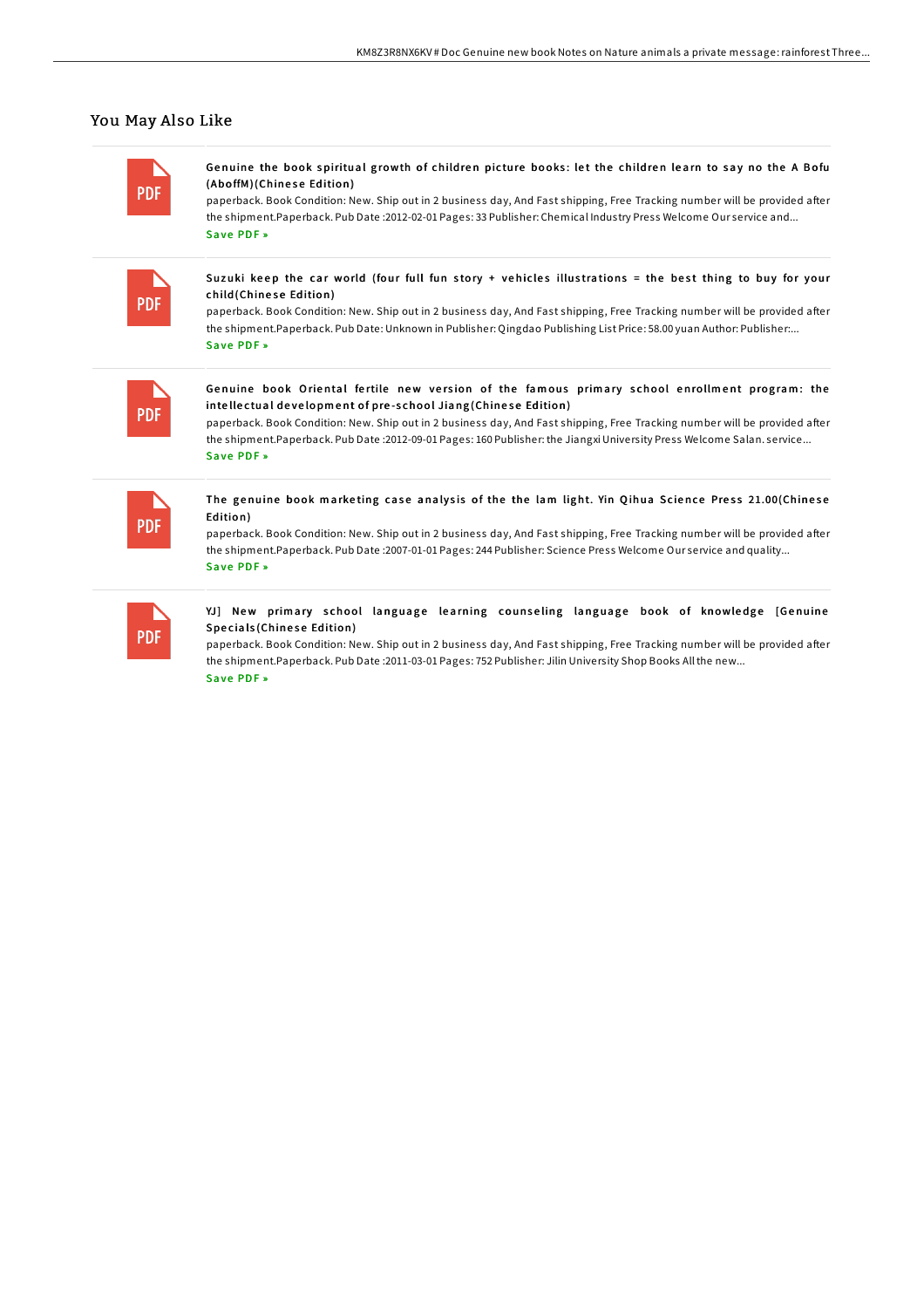## You May Also Like

Genuine the book spiritual growth of children picture books: let the children learn to say no the A Bofu (AboffM)(Chinese Edition)

paperback. Book Condition: New. Ship out in 2 business day, And Fast shipping, Free Tracking number will be provided after the shipment.Paperback. Pub Date :2012-02-01 Pages: 33 Publisher: Chemical Industry Press Welcome Our service and...

Save PDF »

Suzuki keep the car world (four full fun story + vehicles illustrations = the best thing to buy for your child(Chinese Edition)

paperback. Book Condition: New. Ship out in 2 business day, And Fast shipping, Free Tracking number will be provided after the shipment.Paperback. Pub Date: Unknown in Publisher: Qingdao Publishing List Price: 58.00 yuan Author: Publisher:...

Save PDF »

Genuine book Oriental fertile new version of the famous primary school enrollment program: the intellectual development of pre-school Jiang(Chinese Edition)

paperback. Book Condition: New. Ship out in 2 business day, And Fast shipping, Free Tracking number will be provided after the shipment.Paperback. Pub Date :2012-09-01 Pages: 160 Publisher: the Jiangxi University Press Welcome Salan. service...

Save PDF »

The genuine book marketing case analysis of the the lam light. Yin Qihua Science Press 21.00(Chinese Edition)

paperback. Book Condition: New. Ship out in 2 business day, And Fast shipping, Free Tracking number will be provided after the shipment.Paperback. Pub Date :2007-01-01 Pages: 244 Publisher: Science Press Welcome Our service and quality...

Save PDF »

YJ] New primary school language learning counseling language book of knowledge [Genuine Specials(Chinese Edition)

paperback. Book Condition: New. Ship out in 2 business day, And Fast shipping, Free Tracking number will be provided after the shipment.Paperback. Pub Date :2011-03-01 Pages: 752 Publisher: Jilin University Shop Books All the new...

Save PDF »